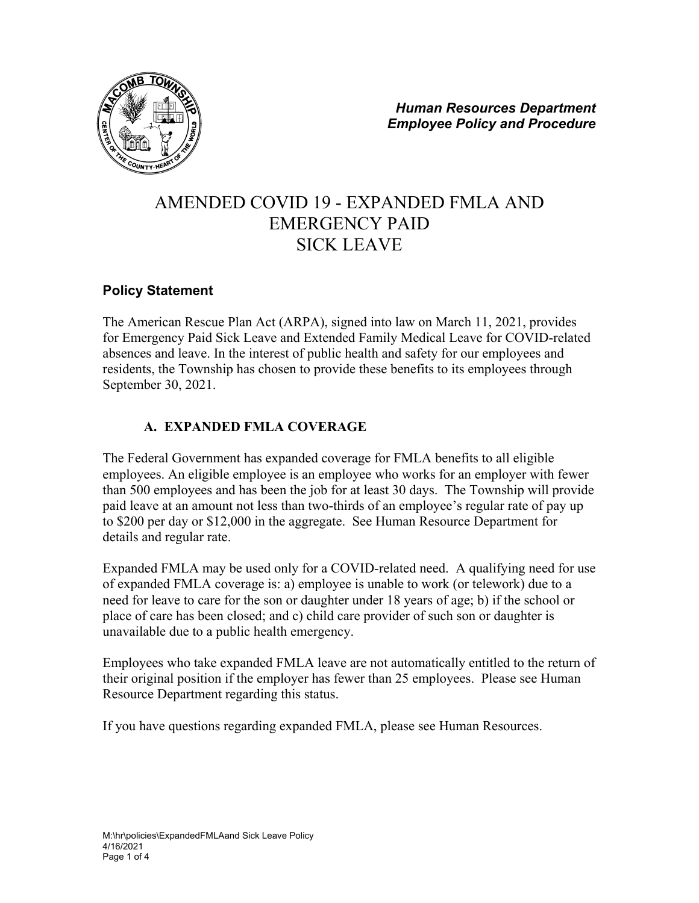*Human Resources Department*
*Employee Policy and Procedure*

# AMENDED COVID 19 - EXPANDED FMLA AND EMERGENCY PAID SICK LEAVE

## Policy Statement

The American Rescue Plan Act (ARPA), signed into law on March 11, 2021, provides for Emergency Paid Sick Leave and Extended Family Medical Leave for COVID-related absences and leave. In the interest of public health and safety for our employees and residents, the Township has chosen to provide these benefits to its employees through September 30, 2021.

### A. EXPANDED FMLA COVERAGE

The Federal Government has expanded coverage for FMLA benefits to all eligible employees. An eligible employee is an employee who works for an employer with fewer than 500 employees and has been the job for at least 30 days. The Township will provide paid leave at an amount not less than two-thirds of an employee's regular rate of pay up to $200 per day or $12,000 in the aggregate. See Human Resource Department for details and regular rate.

Expanded FMLA may be used only for a COVID-related need. A qualifying need for use of expanded FMLA coverage is: a) employee is unable to work (or telework) due to a need for leave to care for the son or daughter under 18 years of age; b) if the school or place of care has been closed; and c) child care provider of such son or daughter is unavailable due to a public health emergency.

Employees who take expanded FMLA leave are not automatically entitled to the return of their original position if the employer has fewer than 25 employees. Please see Human Resource Department regarding this status.

If you have questions regarding expanded FMLA, please see Human Resources.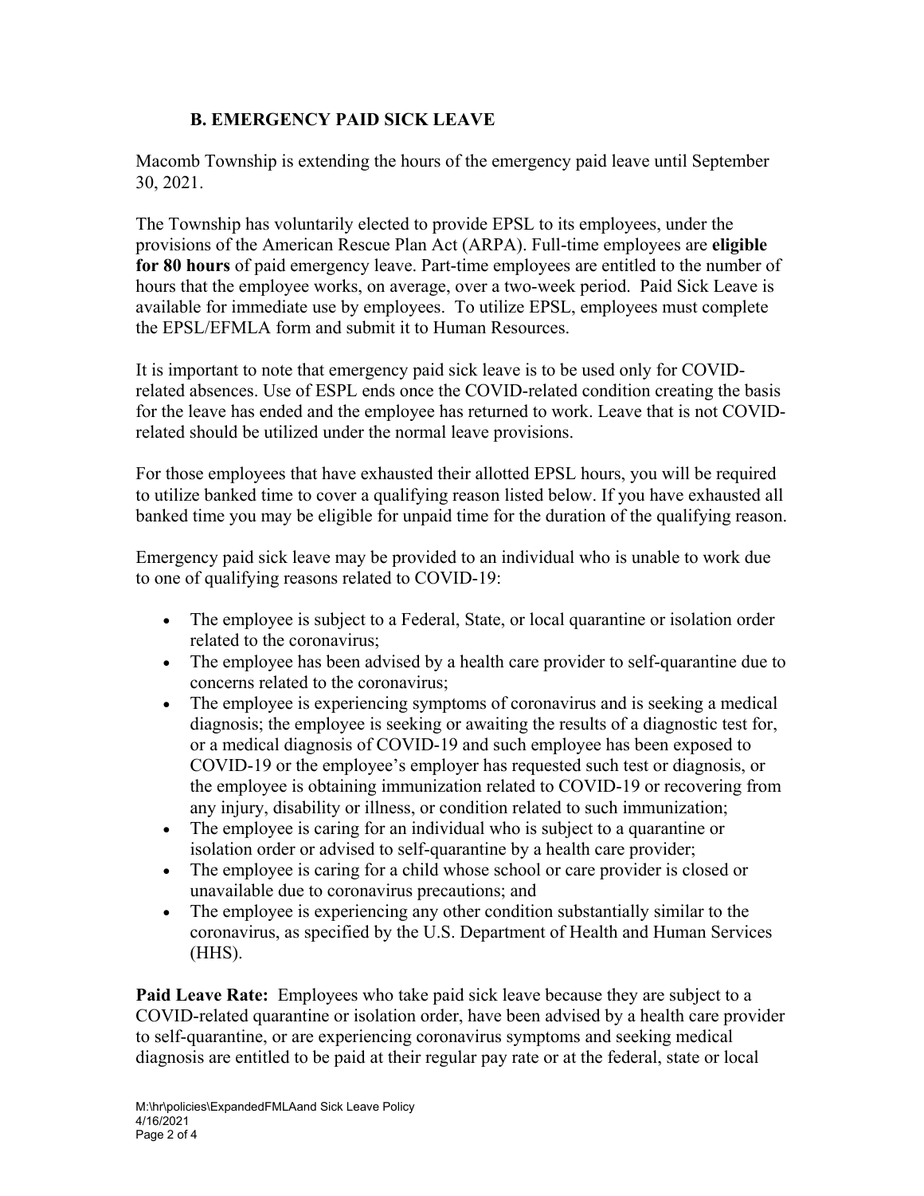### B. EMERGENCY PAID SICK LEAVE

Macomb Township is extending the hours of the emergency paid leave until September 30, 2021.

The Township has voluntarily elected to provide EPSL to its employees, under the provisions of the American Rescue Plan Act (ARPA). Full-time employees are **eligible for 80 hours** of paid emergency leave. Part-time employees are entitled to the number of hours that the employee works, on average, over a two-week period. Paid Sick Leave is available for immediate use by employees. To utilize EPSL, employees must complete the EPSL/EFMLA form and submit it to Human Resources.

It is important to note that emergency paid sick leave is to be used only for COVID-related absences. Use of ESPL ends once the COVID-related condition creating the basis for the leave has ended and the employee has returned to work. Leave that is not COVID-related should be utilized under the normal leave provisions.

For those employees that have exhausted their allotted EPSL hours, you will be required to utilize banked time to cover a qualifying reason listed below. If you have exhausted all banked time you may be eligible for unpaid time for the duration of the qualifying reason.

Emergency paid sick leave may be provided to an individual who is unable to work due to one of qualifying reasons related to COVID-19:

- The employee is subject to a Federal, State, or local quarantine or isolation order related to the coronavirus;
- The employee has been advised by a health care provider to self-quarantine due to concerns related to the coronavirus;
- The employee is experiencing symptoms of coronavirus and is seeking a medical diagnosis; the employee is seeking or awaiting the results of a diagnostic test for, or a medical diagnosis of COVID-19 and such employee has been exposed to COVID-19 or the employee's employer has requested such test or diagnosis, or the employee is obtaining immunization related to COVID-19 or recovering from any injury, disability or illness, or condition related to such immunization;
- The employee is caring for an individual who is subject to a quarantine or isolation order or advised to self-quarantine by a health care provider;
- The employee is caring for a child whose school or care provider is closed or unavailable due to coronavirus precautions; and
- The employee is experiencing any other condition substantially similar to the coronavirus, as specified by the U.S. Department of Health and Human Services (HHS).

**Paid Leave Rate:** Employees who take paid sick leave because they are subject to a COVID-related quarantine or isolation order, have been advised by a health care provider to self-quarantine, or are experiencing coronavirus symptoms and seeking medical diagnosis are entitled to be paid at their regular pay rate or at the federal, state or local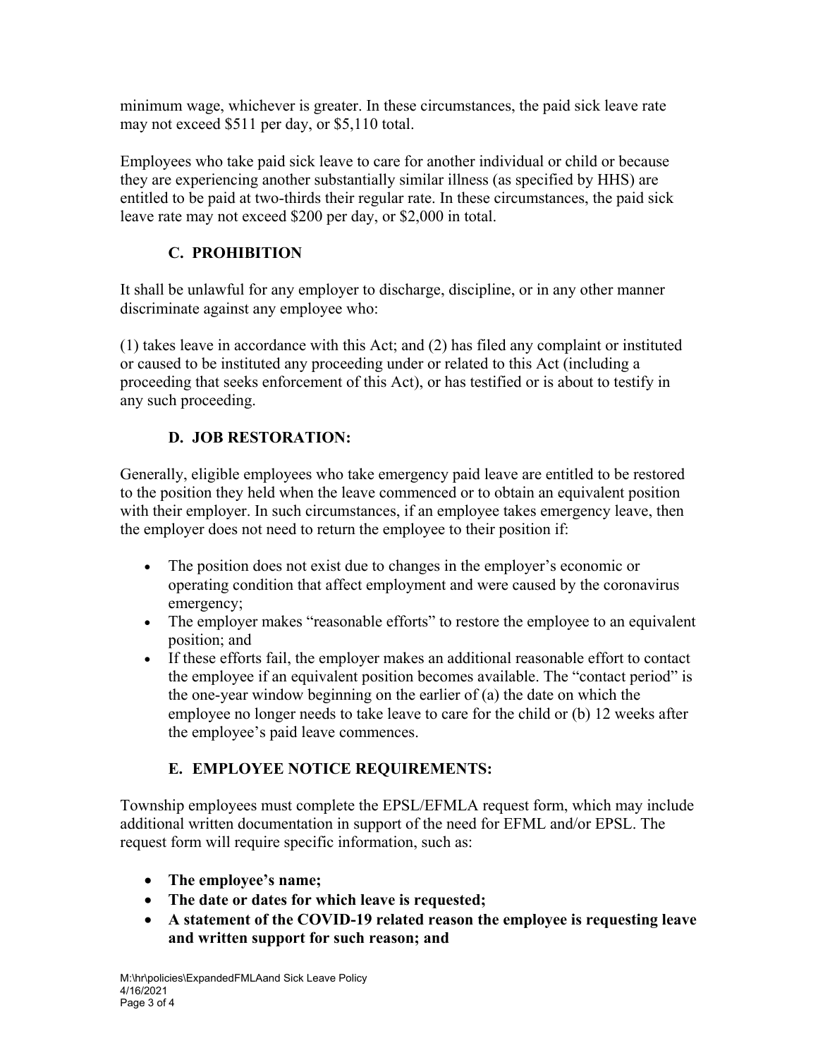minimum wage, whichever is greater. In these circumstances, the paid sick leave rate may not exceed $511 per day, or $5,110 total.

Employees who take paid sick leave to care for another individual or child or because they are experiencing another substantially similar illness (as specified by HHS) are entitled to be paid at two-thirds their regular rate. In these circumstances, the paid sick leave rate may not exceed $200 per day, or $2,000 in total.

### C. PROHIBITION

It shall be unlawful for any employer to discharge, discipline, or in any other manner discriminate against any employee who:

(1) takes leave in accordance with this Act; and (2) has filed any complaint or instituted or caused to be instituted any proceeding under or related to this Act (including a proceeding that seeks enforcement of this Act), or has testified or is about to testify in any such proceeding.

### D. JOB RESTORATION:

Generally, eligible employees who take emergency paid leave are entitled to be restored to the position they held when the leave commenced or to obtain an equivalent position with their employer. In such circumstances, if an employee takes emergency leave, then the employer does not need to return the employee to their position if:

- The position does not exist due to changes in the employer's economic or operating condition that affect employment and were caused by the coronavirus emergency;
- The employer makes "reasonable efforts" to restore the employee to an equivalent position; and
- If these efforts fail, the employer makes an additional reasonable effort to contact the employee if an equivalent position becomes available. The "contact period" is the one-year window beginning on the earlier of (a) the date on which the employee no longer needs to take leave to care for the child or (b) 12 weeks after the employee's paid leave commences.

### E. EMPLOYEE NOTICE REQUIREMENTS:

Township employees must complete the EPSL/EFMLA request form, which may include additional written documentation in support of the need for EFML and/or EPSL. The request form will require specific information, such as:

- **The employee's name;**
- **The date or dates for which leave is requested;**
- **A statement of the COVID-19 related reason the employee is requesting leave and written support for such reason; and**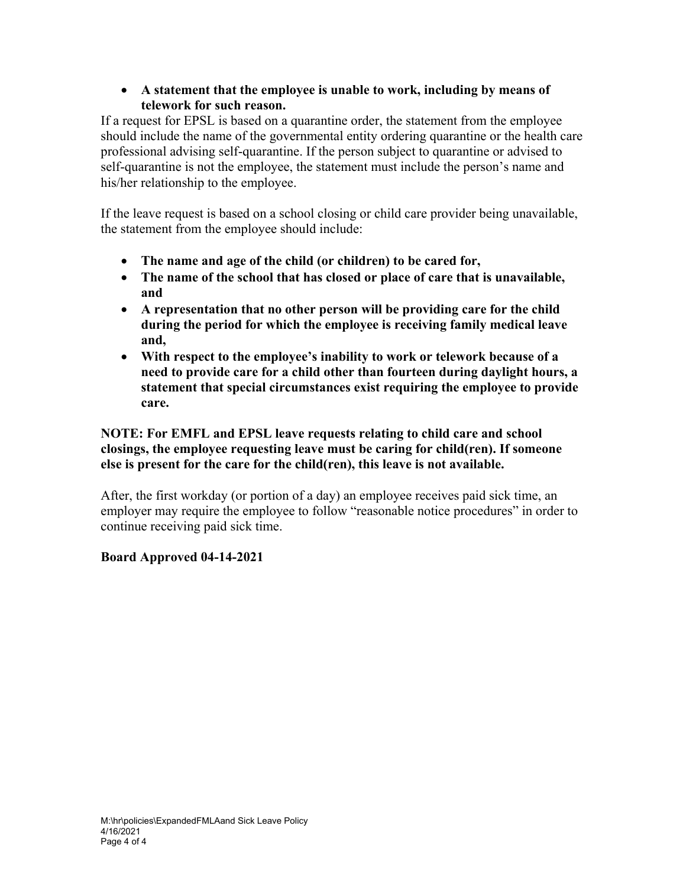- **A statement that the employee is unable to work, including by means of telework for such reason.**

If a request for EPSL is based on a quarantine order, the statement from the employee should include the name of the governmental entity ordering quarantine or the health care professional advising self-quarantine. If the person subject to quarantine or advised to self-quarantine is not the employee, the statement must include the person's name and his/her relationship to the employee.

If the leave request is based on a school closing or child care provider being unavailable, the statement from the employee should include:

- **The name and age of the child (or children) to be cared for,**
- **The name of the school that has closed or place of care that is unavailable, and**
- **A representation that no other person will be providing care for the child during the period for which the employee is receiving family medical leave and,**
- **With respect to the employee's inability to work or telework because of a need to provide care for a child other than fourteen during daylight hours, a statement that special circumstances exist requiring the employee to provide care.**

**NOTE: For EMFL and EPSL leave requests relating to child care and school closings, the employee requesting leave must be caring for child(ren). If someone else is present for the care for the child(ren), this leave is not available.**

After, the first workday (or portion of a day) an employee receives paid sick time, an employer may require the employee to follow "reasonable notice procedures" in order to continue receiving paid sick time.

**Board Approved 04-14-2021**